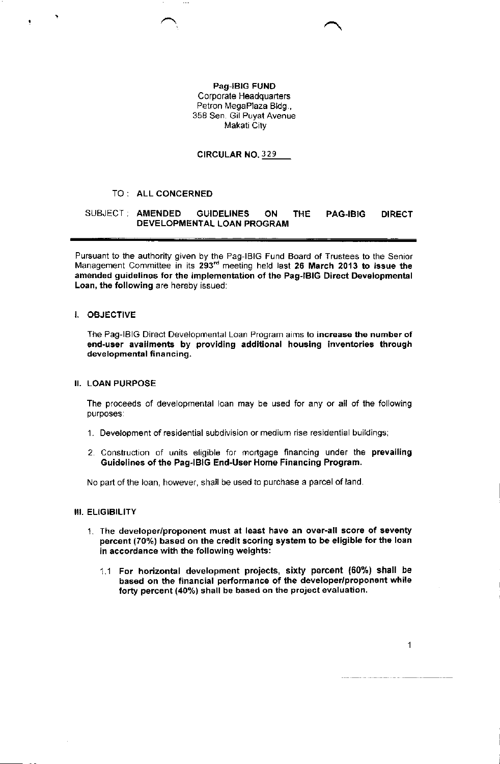**Pag-IBIG FUND**
Corporate Headquarters
Petron MegaPlaza Bldg.,
358 Sen. Gil Puyat Avenue
Makati City

**CIRCULAR NO. 329**

TO : **ALL CONCERNED**

SUBJECT : **AMENDED GUIDELINES ON THE PAG-IBIG DIRECT DEVELOPMENTAL LOAN PROGRAM**

---

Pursuant to the authority given by the Pag-IBIG Fund Board of Trustees to the Senior Management Committee in its **293rd** meeting held last **26 March 2013 to issue the amended guidelines for the implementation of the Pag-IBIG Direct Developmental Loan, the following** are hereby issued:

## I. OBJECTIVE

The Pag-IBIG Direct Developmental Loan Program aims to **increase the number of end-user availments by providing additional housing inventories through developmental financing.**

## II. LOAN PURPOSE

The proceeds of developmental loan may be used for any or all of the following purposes:

1. Development of residential subdivision or medium rise residential buildings;
2. Construction of units eligible for mortgage financing under the **prevailing Guidelines of the Pag-IBIG End-User Home Financing Program.**

No part of the loan, however, shall be used to purchase a parcel of land.

## III. ELIGIBILITY

1. **The developer/proponent must at least have an over-all score of seventy percent (70%) based on the credit scoring system to be eligible for the loan in accordance with the following weights:**

    1.1 **For horizontal development projects, sixty percent (60%) shall be based on the financial performance of the developer/proponent while forty percent (40%) shall be based on the project evaluation.**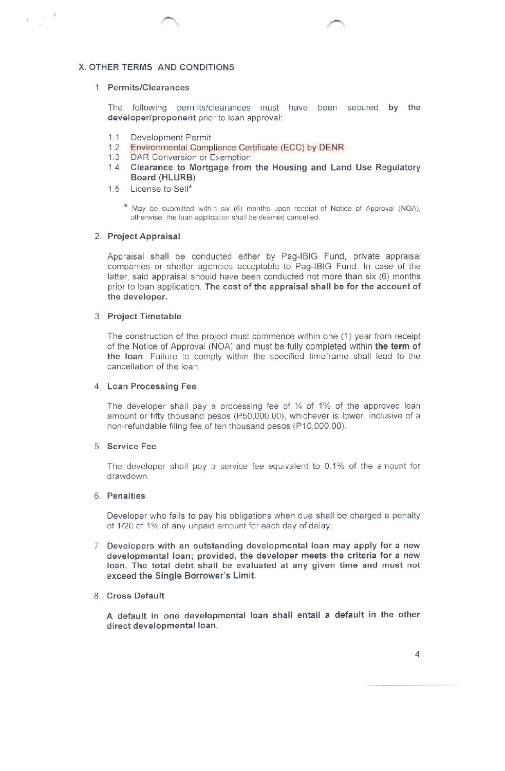## X. OTHER TERMS AND CONDITIONS

1. **Permits/Clearances**

   The following permits/clearances must have been secured **by the developer/proponent** prior to loan approval:

   1.1 Development Permit
   1.2 Environmental Compliance Certificate (ECC) by DENR
   1.3 DAR Conversion or Exemption
   1.4 **Clearance to Mortgage from the Housing and Land Use Regulatory Board (HLURB)**
   1.5 License to Sell*

   \* May be submitted within six (6) months upon receipt of Notice of Approval (NOA), otherwise, the loan application shall be deemed cancelled.

2. **Project Appraisal**

   Appraisal shall be conducted either by Pag-IBIG Fund, private appraisal companies or shelter agencies acceptable to Pag-IBIG Fund. In case of the latter, said appraisal should have been conducted not more than six (6) months prior to loan application. **The cost of the appraisal shall be for the account of the developer.**

3. **Project Timetable**

   The construction of the project must commence within one (1) year from receipt of the Notice of Approval (NOA) and must be fully completed within **the term of the loan**. Failure to comply within the specified timeframe shall lead to the cancellation of the loan.

4. **Loan Processing Fee**

   The developer shall pay a processing fee of ¼ of 1% of the approved loan amount or fifty thousand pesos (P50,000.00), whichever is lower, inclusive of a non-refundable filing fee of ten thousand pesos (P10,000.00).

5. **Service Fee**

   The developer shall pay a service fee equivalent to 0.1% of the amount for drawdown.

6. **Penalties**

   Developer who fails to pay his obligations when due shall be charged a penalty of 1/20 of 1% of any unpaid amount for each day of delay.

7. **Developers with an outstanding developmental loan may apply for a new developmental loan; provided, the developer meets the criteria for a new loan. The total debt shall be evaluated at any given time and must not exceed the Single Borrower's Limit.**

8. **Cross Default**

   **A default in one developmental loan shall entail a default in the other direct developmental loan.**